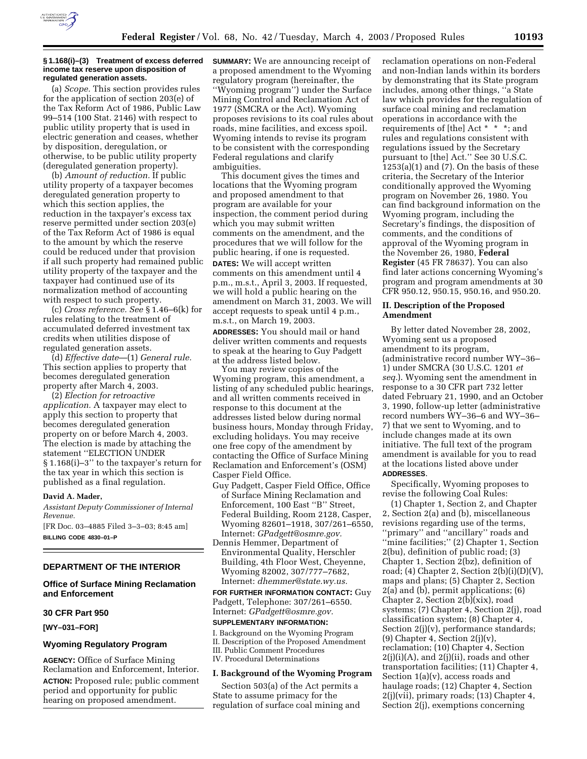### § 1.168(i)–(3) Treatment of excess deferred income tax reserve upon disposition of regulated generation assets.

(a) *Scope.* This section provides rules for the application of section 203(e) of the Tax Reform Act of 1986, Public Law 99–514 (100 Stat. 2146) with respect to public utility property that is used in electric generation and ceases, whether by disposition, deregulation, or otherwise, to be public utility property (deregulated generation property).

(b) *Amount of reduction.* If public utility property of a taxpayer becomes deregulated generation property to which this section applies, the reduction in the taxpayer's excess tax reserve permitted under section 203(e) of the Tax Reform Act of 1986 is equal to the amount by which the reserve could be reduced under that provision if all such property had remained public utility property of the taxpayer and the taxpayer had continued use of its normalization method of accounting with respect to such property.

(c) *Cross reference. See* § 1.46–6(k) for rules relating to the treatment of accumulated deferred investment tax credits when utilities dispose of regulated generation assets.

(d) *Effective date*—(1) *General rule.* This section applies to property that becomes deregulated generation property after March 4, 2003.

(2) *Election for retroactive application.* A taxpayer may elect to apply this section to property that becomes deregulated generation property on or before March 4, 2003. The election is made by attaching the statement ''ELECTION UNDER § 1.168(i)–3'' to the taxpayer's return for the tax year in which this section is published as a final regulation.

**David A. Mader,**

*Assistant Deputy Commissioner of Internal Revenue.*

[FR Doc. 03–4885 Filed 3–3–03; 8:45 am]

**BILLING CODE 4830–01–P**

## DEPARTMENT OF THE INTERIOR

### Office of Surface Mining Reclamation and Enforcement

### 30 CFR Part 950

**[WY–031–FOR]**

### Wyoming Regulatory Program

**AGENCY:** Office of Surface Mining Reclamation and Enforcement, Interior.

**ACTION:** Proposed rule; public comment period and opportunity for public hearing on proposed amendment.

**SUMMARY:** We are announcing receipt of a proposed amendment to the Wyoming regulatory program (hereinafter, the ''Wyoming program'') under the Surface Mining Control and Reclamation Act of 1977 (SMCRA or the Act). Wyoming proposes revisions to its coal rules about roads, mine facilities, and excess spoil. Wyoming intends to revise its program to be consistent with the corresponding Federal regulations and clarify ambiguities.

This document gives the times and locations that the Wyoming program and proposed amendment to that program are available for your inspection, the comment period during which you may submit written comments on the amendment, and the procedures that we will follow for the public hearing, if one is requested.

**DATES:** We will accept written comments on this amendment until 4 p.m., m.s.t., April 3, 2003. If requested, we will hold a public hearing on the amendment on March 31, 2003. We will accept requests to speak until 4 p.m., m.s.t., on March 19, 2003.

**ADDRESSES:** You should mail or hand deliver written comments and requests to speak at the hearing to Guy Padgett at the address listed below.

You may review copies of the Wyoming program, this amendment, a listing of any scheduled public hearings, and all written comments received in response to this document at the addresses listed below during normal business hours, Monday through Friday, excluding holidays. You may receive one free copy of the amendment by contacting the Office of Surface Mining Reclamation and Enforcement's (OSM) Casper Field Office.

Guy Padgett, Casper Field Office, Office of Surface Mining Reclamation and Enforcement, 100 East ''B'' Street, Federal Building, Room 2128, Casper, Wyoming 82601–1918, 307/261–6550, Internet: *GPadgett@osmre.gov.*

Dennis Hemmer, Department of Environmental Quality, Herschler Building, 4th Floor West, Cheyenne, Wyoming 82002, 307/777–7682, Internet: *dhemmer@state.wy.us.*

**FOR FURTHER INFORMATION CONTACT:** Guy Padgett, Telephone: 307/261–6550. Internet: *GPadgett@osmre.gov.*

**SUPPLEMENTARY INFORMATION:**

I. Background on the Wyoming Program
II. Description of the Proposed Amendment
III. Public Comment Procedures
IV. Procedural Determinations

### I. Background of the Wyoming Program

Section 503(a) of the Act permits a State to assume primacy for the regulation of surface coal mining and reclamation operations on non-Federal and non-Indian lands within its borders by demonstrating that its State program includes, among other things, ''a State law which provides for the regulation of surface coal mining and reclamation operations in accordance with the requirements of [the] Act * * *; and rules and regulations consistent with regulations issued by the Secretary pursuant to [the] Act.'' See 30 U.S.C. 1253(a)(1) and (7). On the basis of these criteria, the Secretary of the Interior conditionally approved the Wyoming program on November 26, 1980. You can find background information on the Wyoming program, including the Secretary's findings, the disposition of comments, and the conditions of approval of the Wyoming program in the November 26, 1980, **Federal Register** (45 FR 78637). You can also find later actions concerning Wyoming's program and program amendments at 30 CFR 950.12, 950.15, 950.16, and 950.20.

### II. Description of the Proposed Amendment

By letter dated November 28, 2002, Wyoming sent us a proposed amendment to its program, (administrative record number WY–36–1) under SMCRA (30 U.S.C. 1201 *et seq.*). Wyoming sent the amendment in response to a 30 CFR part 732 letter dated February 21, 1990, and an October 3, 1990, follow-up letter (administrative record numbers WY–36–6 and WY–36–7) that we sent to Wyoming, and to include changes made at its own initiative. The full text of the program amendment is available for you to read at the locations listed above under **ADDRESSES**.

Specifically, Wyoming proposes to revise the following Coal Rules:

(1) Chapter 1, Section 2, and Chapter 2, Section 2(a) and (b), miscellaneous revisions regarding use of the terms, ''primary'' and ''ancillary'' roads and ''mine facilities;'' (2) Chapter 1, Section 2(bu), definition of public road; (3) Chapter 1, Section 2(bz), definition of road; (4) Chapter 2, Section 2(b)(i)(D)(V), maps and plans; (5) Chapter 2, Section 2(a) and (b), permit applications; (6) Chapter 2, Section 2(b)(xix), road systems; (7) Chapter 4, Section 2(j), road classification system; (8) Chapter 4, Section 2(j)(v), performance standards; (9) Chapter 4, Section 2(j)(v), reclamation; (10) Chapter 4, Section 2(j)(i)(A), and 2(j)(ii), roads and other transportation facilities; (11) Chapter 4, Section 1(a)(v), access roads and haulage roads; (12) Chapter 4, Section 2(j)(vii), primary roads; (13) Chapter 4, Section 2(j), exemptions concerning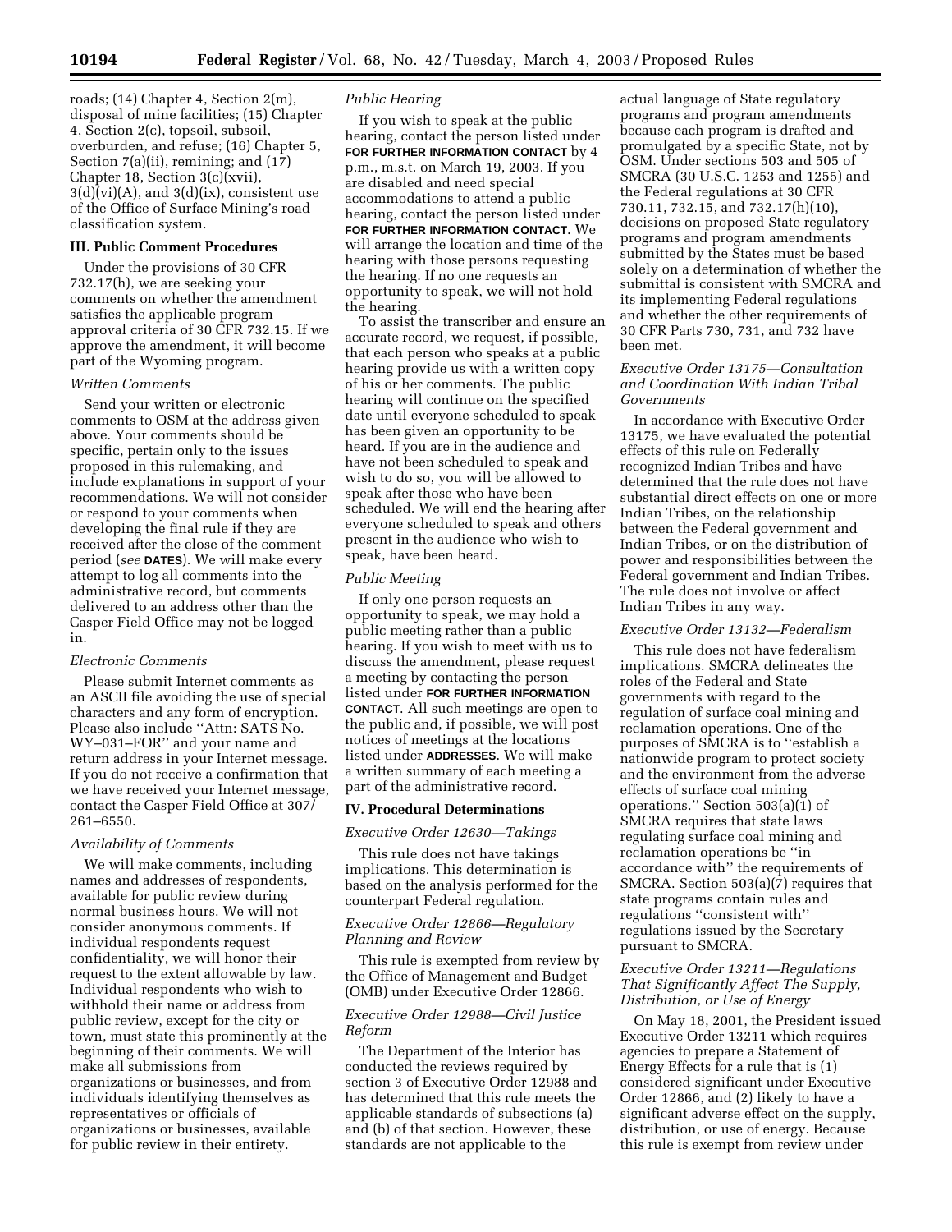roads; (14) Chapter 4, Section 2(m), disposal of mine facilities; (15) Chapter 4, Section 2(c), topsoil, subsoil, overburden, and refuse; (16) Chapter 5, Section 7(a)(ii), remining; and (17) Chapter 18, Section 3(c)(xvii), 3(d)(vi)(A), and 3(d)(ix), consistent use of the Office of Surface Mining's road classification system.

### III. Public Comment Procedures

Under the provisions of 30 CFR 732.17(h), we are seeking your comments on whether the amendment satisfies the applicable program approval criteria of 30 CFR 732.15. If we approve the amendment, it will become part of the Wyoming program.

#### *Written Comments*

Send your written or electronic comments to OSM at the address given above. Your comments should be specific, pertain only to the issues proposed in this rulemaking, and include explanations in support of your recommendations. We will not consider or respond to your comments when developing the final rule if they are received after the close of the comment period (*see* **DATES**). We will make every attempt to log all comments into the administrative record, but comments delivered to an address other than the Casper Field Office may not be logged in.

#### *Electronic Comments*

Please submit Internet comments as an ASCII file avoiding the use of special characters and any form of encryption. Please also include ''Attn: SATS No. WY–031–FOR'' and your name and return address in your Internet message. If you do not receive a confirmation that we have received your Internet message, contact the Casper Field Office at 307/261–6550.

#### *Availability of Comments*

We will make comments, including names and addresses of respondents, available for public review during normal business hours. We will not consider anonymous comments. If individual respondents request confidentiality, we will honor their request to the extent allowable by law. Individual respondents who wish to withhold their name or address from public review, except for the city or town, must state this prominently at the beginning of their comments. We will make all submissions from organizations or businesses, and from individuals identifying themselves as representatives or officials of organizations or businesses, available for public review in their entirety.

#### *Public Hearing*

If you wish to speak at the public hearing, contact the person listed under **FOR FURTHER INFORMATION CONTACT** by 4 p.m., m.s.t. on March 19, 2003. If you are disabled and need special accommodations to attend a public hearing, contact the person listed under **FOR FURTHER INFORMATION CONTACT**. We will arrange the location and time of the hearing with those persons requesting the hearing. If no one requests an opportunity to speak, we will not hold the hearing.

To assist the transcriber and ensure an accurate record, we request, if possible, that each person who speaks at a public hearing provide us with a written copy of his or her comments. The public hearing will continue on the specified date until everyone scheduled to speak has been given an opportunity to be heard. If you are in the audience and have not been scheduled to speak and wish to do so, you will be allowed to speak after those who have been scheduled. We will end the hearing after everyone scheduled to speak and others present in the audience who wish to speak, have been heard.

#### *Public Meeting*

If only one person requests an opportunity to speak, we may hold a public meeting rather than a public hearing. If you wish to meet with us to discuss the amendment, please request a meeting by contacting the person listed under **FOR FURTHER INFORMATION CONTACT**. All such meetings are open to the public and, if possible, we will post notices of meetings at the locations listed under **ADDRESSES**. We will make a written summary of each meeting a part of the administrative record.

### IV. Procedural Determinations

#### *Executive Order 12630—Takings*

This rule does not have takings implications. This determination is based on the analysis performed for the counterpart Federal regulation.

#### *Executive Order 12866—Regulatory Planning and Review*

This rule is exempted from review by the Office of Management and Budget (OMB) under Executive Order 12866.

#### *Executive Order 12988—Civil Justice Reform*

The Department of the Interior has conducted the reviews required by section 3 of Executive Order 12988 and has determined that this rule meets the applicable standards of subsections (a) and (b) of that section. However, these standards are not applicable to the actual language of State regulatory programs and program amendments because each program is drafted and promulgated by a specific State, not by OSM. Under sections 503 and 505 of SMCRA (30 U.S.C. 1253 and 1255) and the Federal regulations at 30 CFR 730.11, 732.15, and 732.17(h)(10), decisions on proposed State regulatory programs and program amendments submitted by the States must be based solely on a determination of whether the submittal is consistent with SMCRA and its implementing Federal regulations and whether the other requirements of 30 CFR Parts 730, 731, and 732 have been met.

#### *Executive Order 13175—Consultation and Coordination With Indian Tribal Governments*

In accordance with Executive Order 13175, we have evaluated the potential effects of this rule on Federally recognized Indian Tribes and have determined that the rule does not have substantial direct effects on one or more Indian Tribes, on the relationship between the Federal government and Indian Tribes, or on the distribution of power and responsibilities between the Federal government and Indian Tribes. The rule does not involve or affect Indian Tribes in any way.

#### *Executive Order 13132—Federalism*

This rule does not have federalism implications. SMCRA delineates the roles of the Federal and State governments with regard to the regulation of surface coal mining and reclamation operations. One of the purposes of SMCRA is to ''establish a nationwide program to protect society and the environment from the adverse effects of surface coal mining operations.'' Section 503(a)(1) of SMCRA requires that state laws regulating surface coal mining and reclamation operations be ''in accordance with'' the requirements of SMCRA. Section 503(a)(7) requires that state programs contain rules and regulations ''consistent with'' regulations issued by the Secretary pursuant to SMCRA.

#### *Executive Order 13211—Regulations That Significantly Affect The Supply, Distribution, or Use of Energy*

On May 18, 2001, the President issued Executive Order 13211 which requires agencies to prepare a Statement of Energy Effects for a rule that is (1) considered significant under Executive Order 12866, and (2) likely to have a significant adverse effect on the supply, distribution, or use of energy. Because this rule is exempt from review under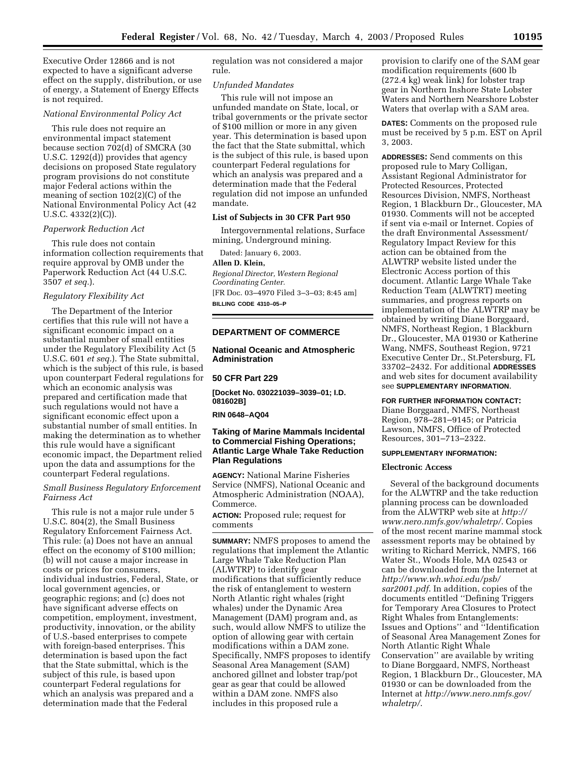Executive Order 12866 and is not expected to have a significant adverse effect on the supply, distribution, or use of energy, a Statement of Energy Effects is not required.

*National Environmental Policy Act*

This rule does not require an environmental impact statement because section 702(d) of SMCRA (30 U.S.C. 1292(d)) provides that agency decisions on proposed State regulatory program provisions do not constitute major Federal actions within the meaning of section 102(2)(C) of the National Environmental Policy Act (42 U.S.C. 4332(2)(C)).

*Paperwork Reduction Act*

This rule does not contain information collection requirements that require approval by OMB under the Paperwork Reduction Act (44 U.S.C. 3507 *et seq.*).

*Regulatory Flexibility Act*

The Department of the Interior certifies that this rule will not have a significant economic impact on a substantial number of small entities under the Regulatory Flexibility Act (5 U.S.C. 601 *et seq.*). The State submittal, which is the subject of this rule, is based upon counterpart Federal regulations for which an economic analysis was prepared and certification made that such regulations would not have a significant economic effect upon a substantial number of small entities. In making the determination as to whether this rule would have a significant economic impact, the Department relied upon the data and assumptions for the counterpart Federal regulations.

*Small Business Regulatory Enforcement Fairness Act*

This rule is not a major rule under 5 U.S.C. 804(2), the Small Business Regulatory Enforcement Fairness Act. This rule: (a) Does not have an annual effect on the economy of $100 million; (b) will not cause a major increase in costs or prices for consumers, individual industries, Federal, State, or local government agencies, or geographic regions; and (c) does not have significant adverse effects on competition, employment, investment, productivity, innovation, or the ability of U.S.-based enterprises to compete with foreign-based enterprises. This determination is based upon the fact that the State submittal, which is the subject of this rule, is based upon counterpart Federal regulations for which an analysis was prepared and a determination made that the Federal regulation was not considered a major rule.

*Unfunded Mandates*

This rule will not impose an unfunded mandate on State, local, or tribal governments or the private sector of $100 million or more in any given year. This determination is based upon the fact that the State submittal, which is the subject of this rule, is based upon counterpart Federal regulations for which an analysis was prepared and a determination made that the Federal regulation did not impose an unfunded mandate.

**List of Subjects in 30 CFR Part 950**

Intergovernmental relations, Surface mining, Underground mining.

Dated: January 6, 2003.

**Allen D. Klein,**

*Regional Director, Western Regional Coordinating Center.*

[FR Doc. 03–4970 Filed 3–3–03; 8:45 am]

**BILLING CODE 4310–05–P**

---

## DEPARTMENT OF COMMERCE

### National Oceanic and Atmospheric Administration

### 50 CFR Part 229

**[Docket No. 030221039–3039–01; I.D. 081602B]**

**RIN 0648–AQ04**

### Taking of Marine Mammals Incidental to Commercial Fishing Operations; Atlantic Large Whale Take Reduction Plan Regulations

**AGENCY:** National Marine Fisheries Service (NMFS), National Oceanic and Atmospheric Administration (NOAA), Commerce.

**ACTION:** Proposed rule; request for comments

**SUMMARY:** NMFS proposes to amend the regulations that implement the Atlantic Large Whale Take Reduction Plan (ALWTRP) to identify gear modifications that sufficiently reduce the risk of entanglement to western North Atlantic right whales (right whales) under the Dynamic Area Management (DAM) program and, as such, would allow NMFS to utilize the option of allowing gear with certain modifications within a DAM zone. Specifically, NMFS proposes to identify Seasonal Area Management (SAM) anchored gillnet and lobster trap/pot gear as gear that could be allowed within a DAM zone. NMFS also includes in this proposed rule a provision to clarify one of the SAM gear modification requirements (600 lb (272.4 kg) weak link) for lobster trap gear in Northern Inshore State Lobster Waters and Northern Nearshore Lobster Waters that overlap with a SAM area.

**DATES:** Comments on the proposed rule must be received by 5 p.m. EST on April 3, 2003.

**ADDRESSES:** Send comments on this proposed rule to Mary Colligan, Assistant Regional Administrator for Protected Resources, Protected Resources Division, NMFS, Northeast Region, 1 Blackburn Dr., Gloucester, MA 01930. Comments will not be accepted if sent via e-mail or Internet. Copies of the draft Environmental Assessment/Regulatory Impact Review for this action can be obtained from the ALWTRP website listed under the Electronic Access portion of this document. Atlantic Large Whale Take Reduction Team (ALWTRT) meeting summaries, and progress reports on implementation of the ALWTRP may be obtained by writing Diane Borggaard, NMFS, Northeast Region, 1 Blackburn Dr., Gloucester, MA 01930 or Katherine Wang, NMFS, Southeast Region, 9721 Executive Center Dr., St.Petersburg, FL 33702–2432. For additional **ADDRESSES** and web sites for document availability see **SUPPLEMENTARY INFORMATION**.

**FOR FURTHER INFORMATION CONTACT:** Diane Borggaard, NMFS, Northeast Region, 978–281–9145; or Patricia Lawson, NMFS, Office of Protected Resources, 301–713–2322.

**SUPPLEMENTARY INFORMATION:**

**Electronic Access**

Several of the background documents for the ALWTRP and the take reduction planning process can be downloaded from the ALWTRP web site at *http://www.nero.nmfs.gov/whaletrp/*. Copies of the most recent marine mammal stock assessment reports may be obtained by writing to Richard Merrick, NMFS, 166 Water St., Woods Hole, MA 02543 or can be downloaded from the Internet at *http://www.wh.whoi.edu/psb/sar2001.pdf*. In addition, copies of the documents entitled ''Defining Triggers for Temporary Area Closures to Protect Right Whales from Entanglements: Issues and Options'' and ''Identification of Seasonal Area Management Zones for North Atlantic Right Whale Conservation'' are available by writing to Diane Borggaard, NMFS, Northeast Region, 1 Blackburn Dr., Gloucester, MA 01930 or can be downloaded from the Internet at *http://www.nero.nmfs.gov/whaletrp/*.